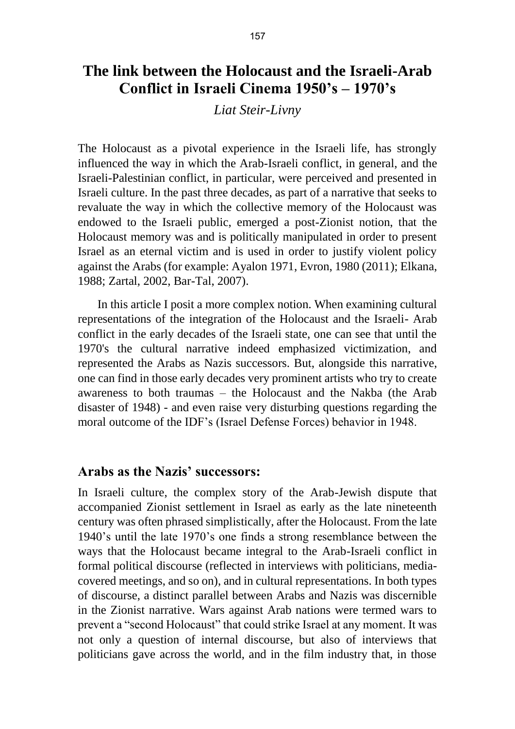# The link between the Holocaust and the Israeli-Arab Conflict in Israeli Cinema 1950's – 1970's

*Liat Steir-Livny*

The Holocaust as a pivotal experience in the Israeli life, has strongly influenced the way in which the Arab-Israeli conflict, in general, and the Israeli-Palestinian conflict, in particular, were perceived and presented in Israeli culture. In the past three decades, as part of a narrative that seeks to revaluate the way in which the collective memory of the Holocaust was endowed to the Israeli public, emerged a post-Zionist notion, that the Holocaust memory was and is politically manipulated in order to present Israel as an eternal victim and is used in order to justify violent policy against the Arabs (for example: Ayalon 1971, Evron, 1980 (2011); Elkana, 1988; Zartal, 2002, Bar-Tal, 2007).

In this article I posit a more complex notion. When examining cultural representations of the integration of the Holocaust and the Israeli- Arab conflict in the early decades of the Israeli state, one can see that until the 1970's the cultural narrative indeed emphasized victimization, and represented the Arabs as Nazis successors. But, alongside this narrative, one can find in those early decades very prominent artists who try to create awareness to both traumas – the Holocaust and the Nakba (the Arab disaster of 1948) - and even raise very disturbing questions regarding the moral outcome of the IDF's (Israel Defense Forces) behavior in 1948.

## Arabs as the Nazis' successors:

In Israeli culture, the complex story of the Arab-Jewish dispute that accompanied Zionist settlement in Israel as early as the late nineteenth century was often phrased simplistically, after the Holocaust. From the late 1940's until the late 1970's one finds a strong resemblance between the ways that the Holocaust became integral to the Arab-Israeli conflict in formal political discourse (reflected in interviews with politicians, media-covered meetings, and so on), and in cultural representations. In both types of discourse, a distinct parallel between Arabs and Nazis was discernible in the Zionist narrative. Wars against Arab nations were termed wars to prevent a "second Holocaust" that could strike Israel at any moment. It was not only a question of internal discourse, but also of interviews that politicians gave across the world, and in the film industry that, in those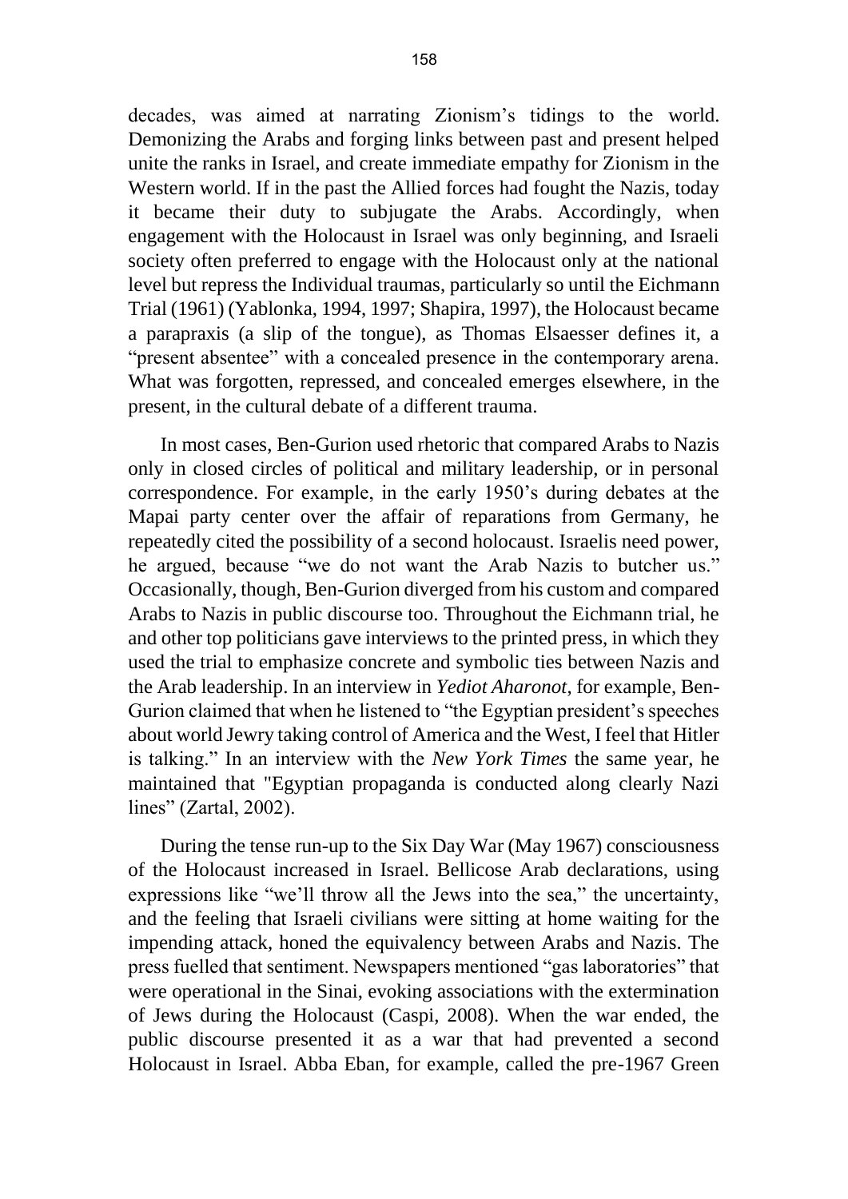decades, was aimed at narrating Zionism's tidings to the world. Demonizing the Arabs and forging links between past and present helped unite the ranks in Israel, and create immediate empathy for Zionism in the Western world. If in the past the Allied forces had fought the Nazis, today it became their duty to subjugate the Arabs. Accordingly, when engagement with the Holocaust in Israel was only beginning, and Israeli society often preferred to engage with the Holocaust only at the national level but repress the Individual traumas, particularly so until the Eichmann Trial (1961) (Yablonka, 1994, 1997; Shapira, 1997), the Holocaust became a parapraxis (a slip of the tongue), as Thomas Elsaesser defines it, a "present absentee" with a concealed presence in the contemporary arena. What was forgotten, repressed, and concealed emerges elsewhere, in the present, in the cultural debate of a different trauma.

In most cases, Ben-Gurion used rhetoric that compared Arabs to Nazis only in closed circles of political and military leadership, or in personal correspondence. For example, in the early 1950's during debates at the Mapai party center over the affair of reparations from Germany, he repeatedly cited the possibility of a second holocaust. Israelis need power, he argued, because "we do not want the Arab Nazis to butcher us." Occasionally, though, Ben-Gurion diverged from his custom and compared Arabs to Nazis in public discourse too. Throughout the Eichmann trial, he and other top politicians gave interviews to the printed press, in which they used the trial to emphasize concrete and symbolic ties between Nazis and the Arab leadership. In an interview in *Yediot Aharonot*, for example, Ben-Gurion claimed that when he listened to "the Egyptian president's speeches about world Jewry taking control of America and the West, I feel that Hitler is talking." In an interview with the *New York Times* the same year, he maintained that "Egyptian propaganda is conducted along clearly Nazi lines" (Zartal, 2002).

During the tense run-up to the Six Day War (May 1967) consciousness of the Holocaust increased in Israel. Bellicose Arab declarations, using expressions like "we'll throw all the Jews into the sea," the uncertainty, and the feeling that Israeli civilians were sitting at home waiting for the impending attack, honed the equivalency between Arabs and Nazis. The press fuelled that sentiment. Newspapers mentioned "gas laboratories" that were operational in the Sinai, evoking associations with the extermination of Jews during the Holocaust (Caspi, 2008). When the war ended, the public discourse presented it as a war that had prevented a second Holocaust in Israel. Abba Eban, for example, called the pre-1967 Green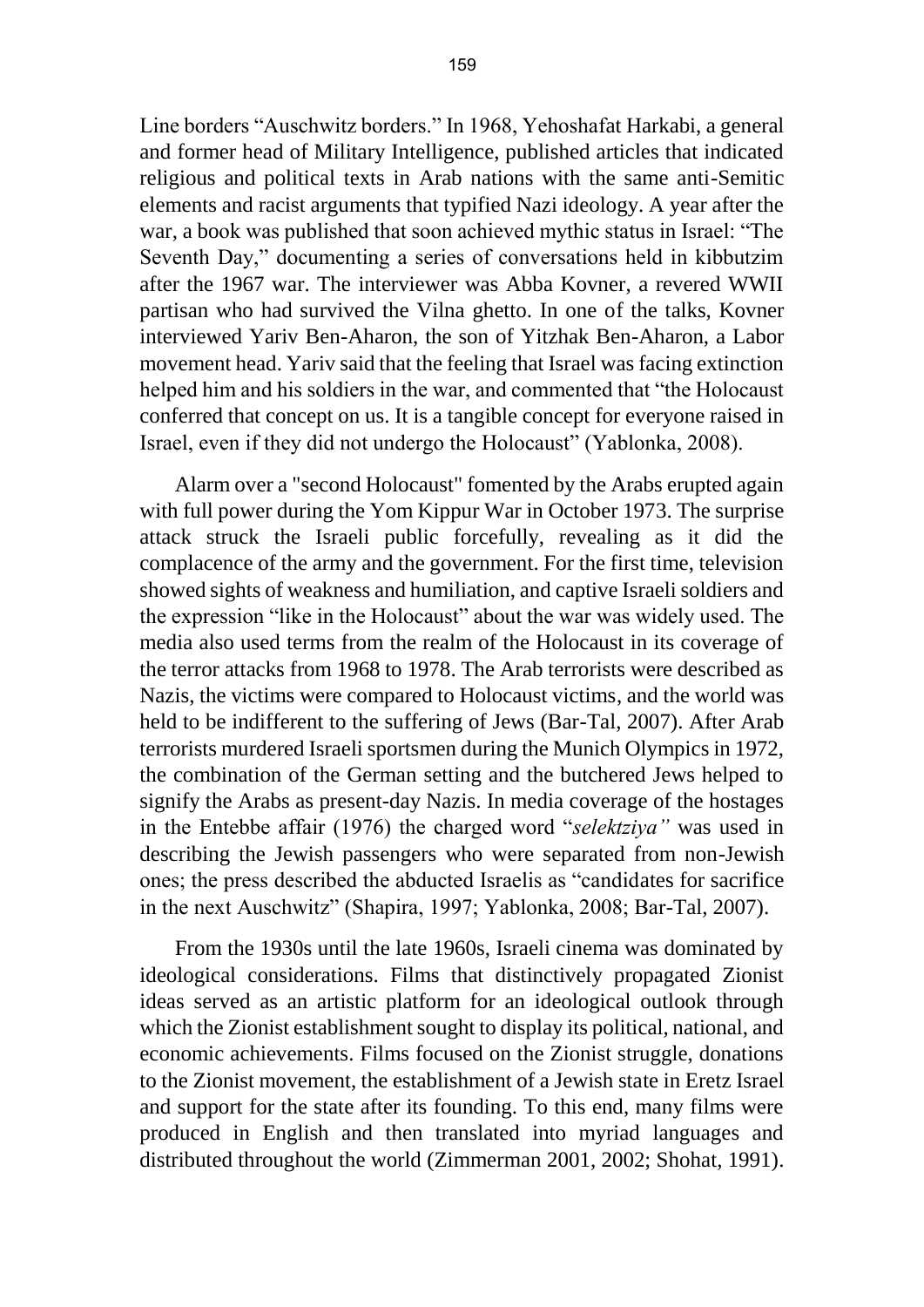Line borders "Auschwitz borders." In 1968, Yehoshafat Harkabi, a general and former head of Military Intelligence, published articles that indicated religious and political texts in Arab nations with the same anti-Semitic elements and racist arguments that typified Nazi ideology. A year after the war, a book was published that soon achieved mythic status in Israel: "The Seventh Day," documenting a series of conversations held in kibbutzim after the 1967 war. The interviewer was Abba Kovner, a revered WWII partisan who had survived the Vilna ghetto. In one of the talks, Kovner interviewed Yariv Ben-Aharon, the son of Yitzhak Ben-Aharon, a Labor movement head. Yariv said that the feeling that Israel was facing extinction helped him and his soldiers in the war, and commented that "the Holocaust conferred that concept on us. It is a tangible concept for everyone raised in Israel, even if they did not undergo the Holocaust" (Yablonka, 2008).

Alarm over a "second Holocaust" fomented by the Arabs erupted again with full power during the Yom Kippur War in October 1973. The surprise attack struck the Israeli public forcefully, revealing as it did the complacence of the army and the government. For the first time, television showed sights of weakness and humiliation, and captive Israeli soldiers and the expression "like in the Holocaust" about the war was widely used. The media also used terms from the realm of the Holocaust in its coverage of the terror attacks from 1968 to 1978. The Arab terrorists were described as Nazis, the victims were compared to Holocaust victims, and the world was held to be indifferent to the suffering of Jews (Bar-Tal, 2007). After Arab terrorists murdered Israeli sportsmen during the Munich Olympics in 1972, the combination of the German setting and the butchered Jews helped to signify the Arabs as present-day Nazis. In media coverage of the hostages in the Entebbe affair (1976) the charged word "*selektziya"* was used in describing the Jewish passengers who were separated from non-Jewish ones; the press described the abducted Israelis as "candidates for sacrifice in the next Auschwitz" (Shapira, 1997; Yablonka, 2008; Bar-Tal, 2007).

From the 1930s until the late 1960s, Israeli cinema was dominated by ideological considerations. Films that distinctively propagated Zionist ideas served as an artistic platform for an ideological outlook through which the Zionist establishment sought to display its political, national, and economic achievements. Films focused on the Zionist struggle, donations to the Zionist movement, the establishment of a Jewish state in Eretz Israel and support for the state after its founding. To this end, many films were produced in English and then translated into myriad languages and distributed throughout the world (Zimmerman 2001, 2002; Shohat, 1991).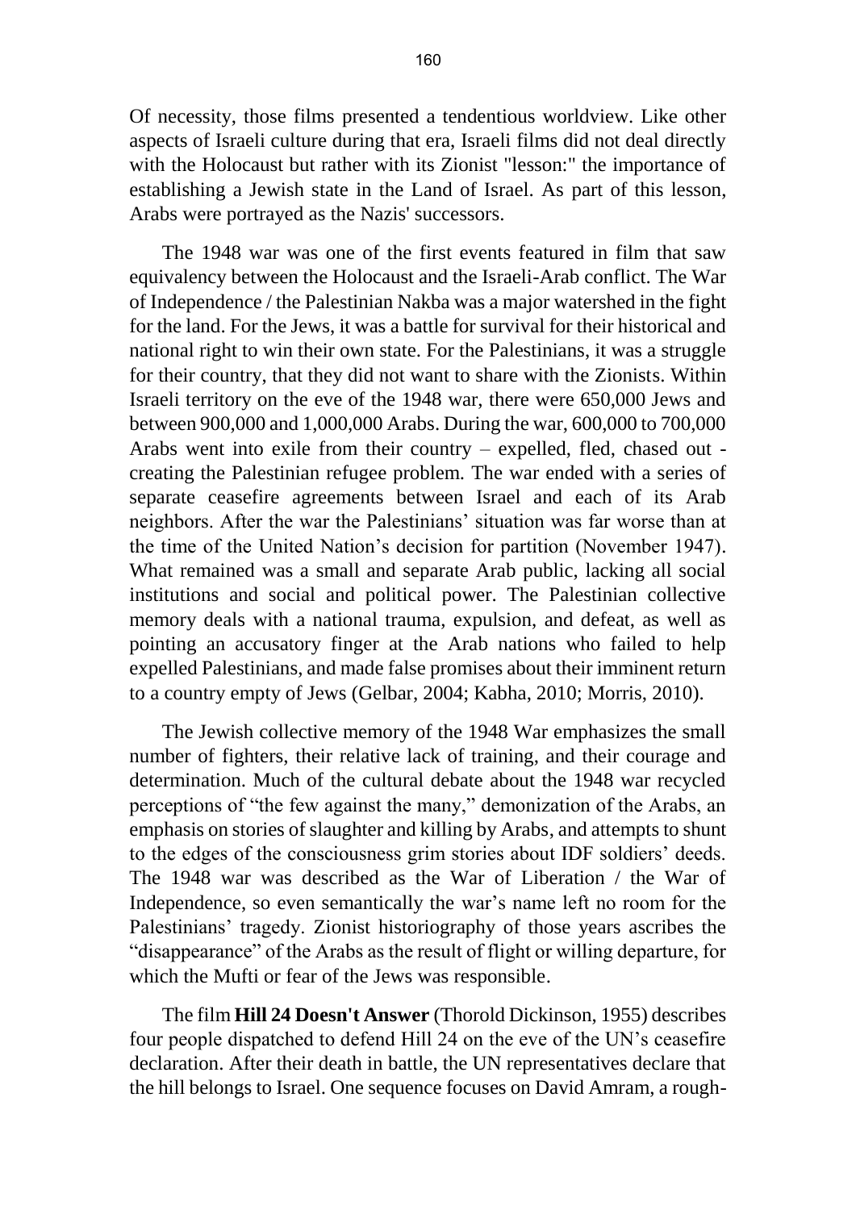Of necessity, those films presented a tendentious worldview. Like other aspects of Israeli culture during that era, Israeli films did not deal directly with the Holocaust but rather with its Zionist "lesson:" the importance of establishing a Jewish state in the Land of Israel. As part of this lesson, Arabs were portrayed as the Nazis' successors.

The 1948 war was one of the first events featured in film that saw equivalency between the Holocaust and the Israeli-Arab conflict. The War of Independence / the Palestinian Nakba was a major watershed in the fight for the land. For the Jews, it was a battle for survival for their historical and national right to win their own state. For the Palestinians, it was a struggle for their country, that they did not want to share with the Zionists. Within Israeli territory on the eve of the 1948 war, there were 650,000 Jews and between 900,000 and 1,000,000 Arabs. During the war, 600,000 to 700,000 Arabs went into exile from their country – expelled, fled, chased out - creating the Palestinian refugee problem. The war ended with a series of separate ceasefire agreements between Israel and each of its Arab neighbors. After the war the Palestinians' situation was far worse than at the time of the United Nation's decision for partition (November 1947). What remained was a small and separate Arab public, lacking all social institutions and social and political power. The Palestinian collective memory deals with a national trauma, expulsion, and defeat, as well as pointing an accusatory finger at the Arab nations who failed to help expelled Palestinians, and made false promises about their imminent return to a country empty of Jews (Gelbar, 2004; Kabha, 2010; Morris, 2010).

The Jewish collective memory of the 1948 War emphasizes the small number of fighters, their relative lack of training, and their courage and determination. Much of the cultural debate about the 1948 war recycled perceptions of "the few against the many," demonization of the Arabs, an emphasis on stories of slaughter and killing by Arabs, and attempts to shunt to the edges of the consciousness grim stories about IDF soldiers' deeds. The 1948 war was described as the War of Liberation / the War of Independence, so even semantically the war's name left no room for the Palestinians' tragedy. Zionist historiography of those years ascribes the "disappearance" of the Arabs as the result of flight or willing departure, for which the Mufti or fear of the Jews was responsible.

The film **Hill 24 Doesn't Answer** (Thorold Dickinson, 1955) describes four people dispatched to defend Hill 24 on the eve of the UN's ceasefire declaration. After their death in battle, the UN representatives declare that the hill belongs to Israel. One sequence focuses on David Amram, a rough-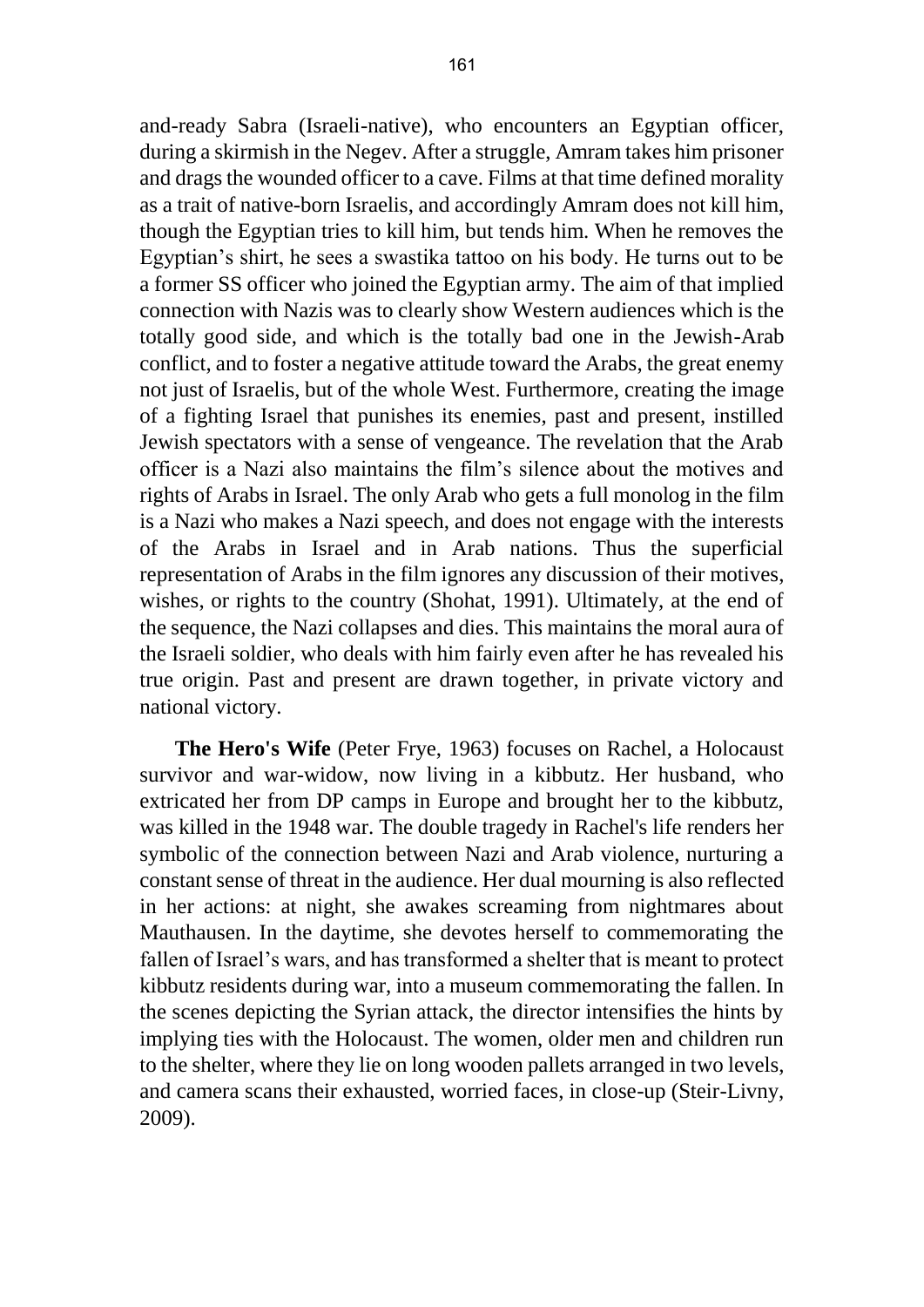and-ready Sabra (Israeli-native), who encounters an Egyptian officer, during a skirmish in the Negev. After a struggle, Amram takes him prisoner and drags the wounded officer to a cave. Films at that time defined morality as a trait of native-born Israelis, and accordingly Amram does not kill him, though the Egyptian tries to kill him, but tends him. When he removes the Egyptian's shirt, he sees a swastika tattoo on his body. He turns out to be a former SS officer who joined the Egyptian army. The aim of that implied connection with Nazis was to clearly show Western audiences which is the totally good side, and which is the totally bad one in the Jewish-Arab conflict, and to foster a negative attitude toward the Arabs, the great enemy not just of Israelis, but of the whole West. Furthermore, creating the image of a fighting Israel that punishes its enemies, past and present, instilled Jewish spectators with a sense of vengeance. The revelation that the Arab officer is a Nazi also maintains the film's silence about the motives and rights of Arabs in Israel. The only Arab who gets a full monolog in the film is a Nazi who makes a Nazi speech, and does not engage with the interests of the Arabs in Israel and in Arab nations. Thus the superficial representation of Arabs in the film ignores any discussion of their motives, wishes, or rights to the country (Shohat, 1991). Ultimately, at the end of the sequence, the Nazi collapses and dies. This maintains the moral aura of the Israeli soldier, who deals with him fairly even after he has revealed his true origin. Past and present are drawn together, in private victory and national victory.

**The Hero's Wife** (Peter Frye, 1963) focuses on Rachel, a Holocaust survivor and war-widow, now living in a kibbutz. Her husband, who extricated her from DP camps in Europe and brought her to the kibbutz, was killed in the 1948 war. The double tragedy in Rachel's life renders her symbolic of the connection between Nazi and Arab violence, nurturing a constant sense of threat in the audience. Her dual mourning is also reflected in her actions: at night, she awakes screaming from nightmares about Mauthausen. In the daytime, she devotes herself to commemorating the fallen of Israel's wars, and has transformed a shelter that is meant to protect kibbutz residents during war, into a museum commemorating the fallen. In the scenes depicting the Syrian attack, the director intensifies the hints by implying ties with the Holocaust. The women, older men and children run to the shelter, where they lie on long wooden pallets arranged in two levels, and camera scans their exhausted, worried faces, in close-up (Steir-Livny, 2009).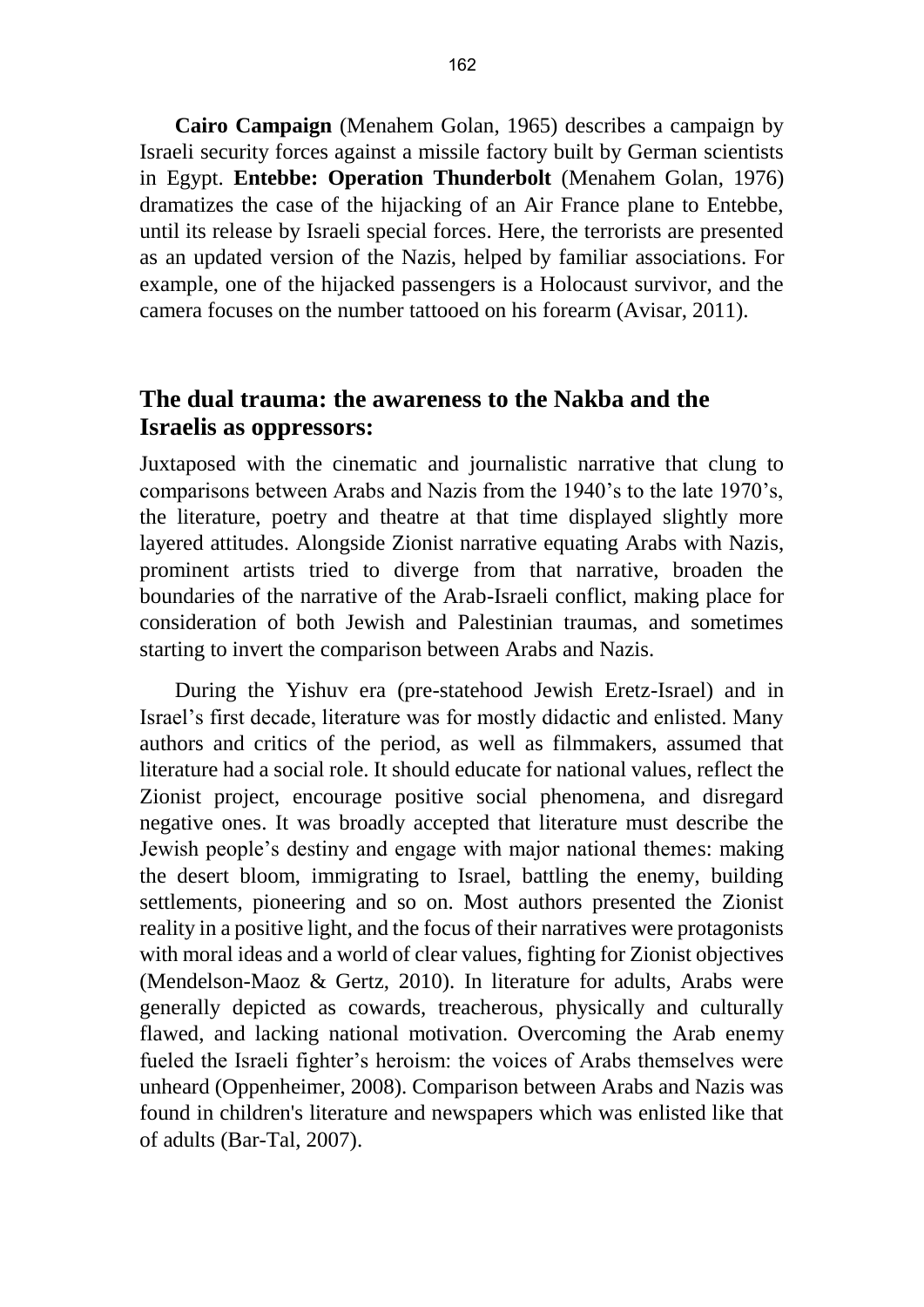**Cairo Campaign** (Menahem Golan, 1965) describes a campaign by Israeli security forces against a missile factory built by German scientists in Egypt. **Entebbe: Operation Thunderbolt** (Menahem Golan, 1976) dramatizes the case of the hijacking of an Air France plane to Entebbe, until its release by Israeli special forces. Here, the terrorists are presented as an updated version of the Nazis, helped by familiar associations. For example, one of the hijacked passengers is a Holocaust survivor, and the camera focuses on the number tattooed on his forearm (Avisar, 2011).

## The dual trauma: the awareness to the Nakba and the Israelis as oppressors:

Juxtaposed with the cinematic and journalistic narrative that clung to comparisons between Arabs and Nazis from the 1940's to the late 1970's, the literature, poetry and theatre at that time displayed slightly more layered attitudes. Alongside Zionist narrative equating Arabs with Nazis, prominent artists tried to diverge from that narrative, broaden the boundaries of the narrative of the Arab-Israeli conflict, making place for consideration of both Jewish and Palestinian traumas, and sometimes starting to invert the comparison between Arabs and Nazis.

During the Yishuv era (pre-statehood Jewish Eretz-Israel) and in Israel's first decade, literature was for mostly didactic and enlisted. Many authors and critics of the period, as well as filmmakers, assumed that literature had a social role. It should educate for national values, reflect the Zionist project, encourage positive social phenomena, and disregard negative ones. It was broadly accepted that literature must describe the Jewish people's destiny and engage with major national themes: making the desert bloom, immigrating to Israel, battling the enemy, building settlements, pioneering and so on. Most authors presented the Zionist reality in a positive light, and the focus of their narratives were protagonists with moral ideas and a world of clear values, fighting for Zionist objectives (Mendelson-Maoz & Gertz, 2010). In literature for adults, Arabs were generally depicted as cowards, treacherous, physically and culturally flawed, and lacking national motivation. Overcoming the Arab enemy fueled the Israeli fighter's heroism: the voices of Arabs themselves were unheard (Oppenheimer, 2008). Comparison between Arabs and Nazis was found in children's literature and newspapers which was enlisted like that of adults (Bar-Tal, 2007).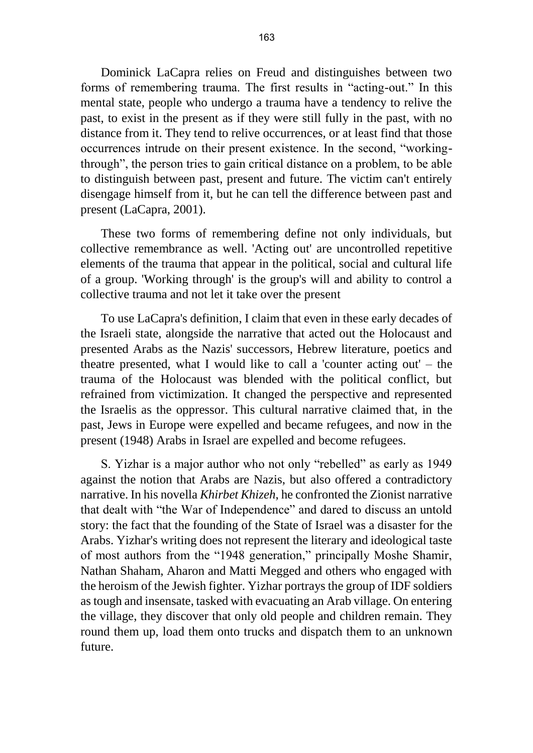Dominick LaCapra relies on Freud and distinguishes between two forms of remembering trauma. The first results in "acting-out." In this mental state, people who undergo a trauma have a tendency to relive the past, to exist in the present as if they were still fully in the past, with no distance from it. They tend to relive occurrences, or at least find that those occurrences intrude on their present existence. In the second, "working-through", the person tries to gain critical distance on a problem, to be able to distinguish between past, present and future. The victim can't entirely disengage himself from it, but he can tell the difference between past and present (LaCapra, 2001).

These two forms of remembering define not only individuals, but collective remembrance as well. 'Acting out' are uncontrolled repetitive elements of the trauma that appear in the political, social and cultural life of a group. 'Working through' is the group's will and ability to control a collective trauma and not let it take over the present

To use LaCapra's definition, I claim that even in these early decades of the Israeli state, alongside the narrative that acted out the Holocaust and presented Arabs as the Nazis' successors, Hebrew literature, poetics and theatre presented, what I would like to call a 'counter acting out' – the trauma of the Holocaust was blended with the political conflict, but refrained from victimization. It changed the perspective and represented the Israelis as the oppressor. This cultural narrative claimed that, in the past, Jews in Europe were expelled and became refugees, and now in the present (1948) Arabs in Israel are expelled and become refugees.

S. Yizhar is a major author who not only "rebelled" as early as 1949 against the notion that Arabs are Nazis, but also offered a contradictory narrative. In his novella *Khirbet Khizeh*, he confronted the Zionist narrative that dealt with "the War of Independence" and dared to discuss an untold story: the fact that the founding of the State of Israel was a disaster for the Arabs. Yizhar's writing does not represent the literary and ideological taste of most authors from the "1948 generation," principally Moshe Shamir, Nathan Shaham, Aharon and Matti Megged and others who engaged with the heroism of the Jewish fighter. Yizhar portrays the group of IDF soldiers as tough and insensate, tasked with evacuating an Arab village. On entering the village, they discover that only old people and children remain. They round them up, load them onto trucks and dispatch them to an unknown future.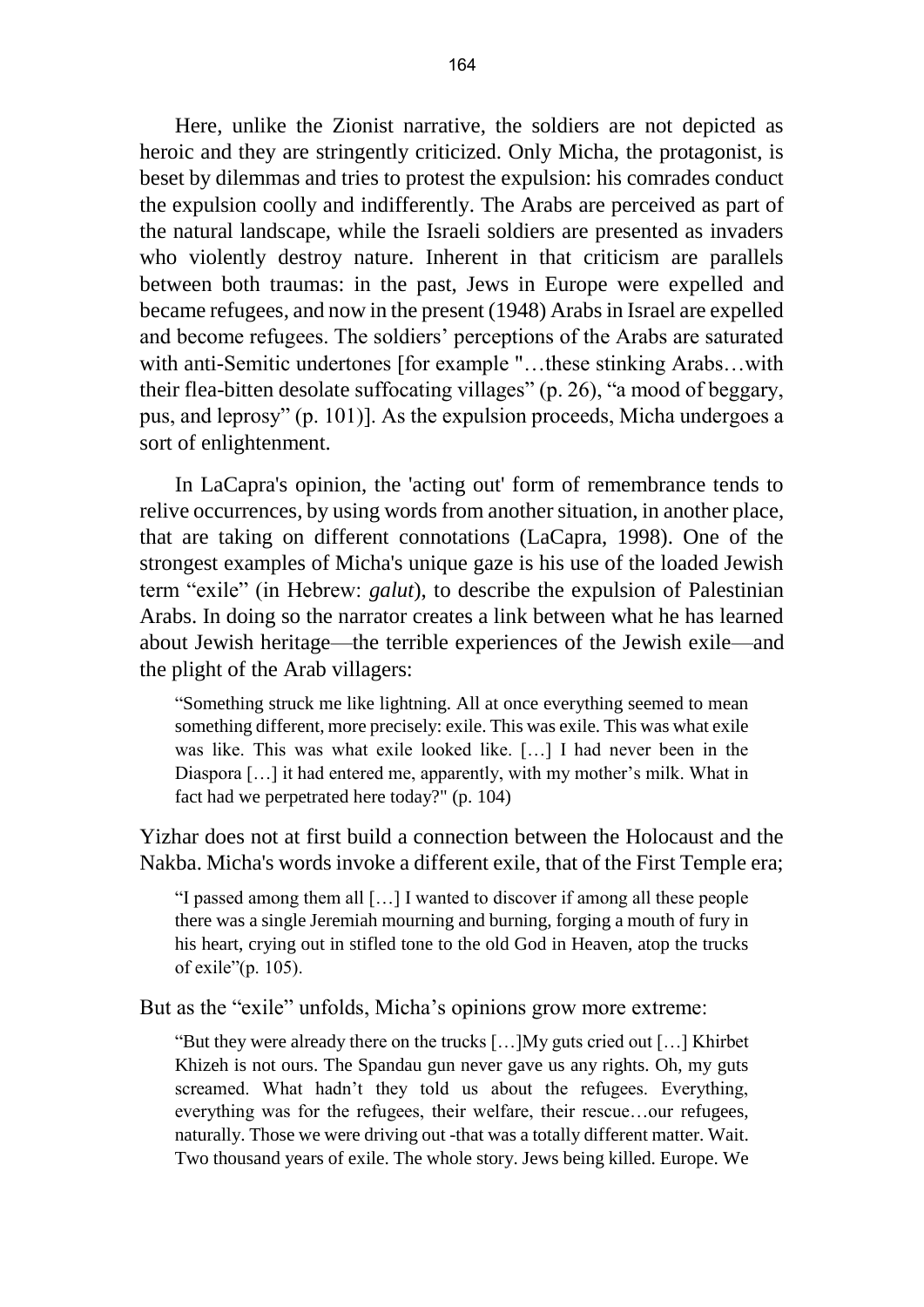Here, unlike the Zionist narrative, the soldiers are not depicted as heroic and they are stringently criticized. Only Micha, the protagonist, is beset by dilemmas and tries to protest the expulsion: his comrades conduct the expulsion coolly and indifferently. The Arabs are perceived as part of the natural landscape, while the Israeli soldiers are presented as invaders who violently destroy nature. Inherent in that criticism are parallels between both traumas: in the past, Jews in Europe were expelled and became refugees, and now in the present (1948) Arabs in Israel are expelled and become refugees. The soldiers' perceptions of the Arabs are saturated with anti-Semitic undertones [for example "…these stinking Arabs…with their flea-bitten desolate suffocating villages" (p. 26), "a mood of beggary, pus, and leprosy" (p. 101)]. As the expulsion proceeds, Micha undergoes a sort of enlightenment.

In LaCapra's opinion, the 'acting out' form of remembrance tends to relive occurrences, by using words from another situation, in another place, that are taking on different connotations (LaCapra, 1998). One of the strongest examples of Micha's unique gaze is his use of the loaded Jewish term "exile" (in Hebrew: *galut*), to describe the expulsion of Palestinian Arabs. In doing so the narrator creates a link between what he has learned about Jewish heritage—the terrible experiences of the Jewish exile—and the plight of the Arab villagers:

> "Something struck me like lightning. All at once everything seemed to mean something different, more precisely: exile. This was exile. This was what exile was like. This was what exile looked like. […] I had never been in the Diaspora […] it had entered me, apparently, with my mother's milk. What in fact had we perpetrated here today?" (p. 104)

Yizhar does not at first build a connection between the Holocaust and the Nakba. Micha's words invoke a different exile, that of the First Temple era;

> "I passed among them all […] I wanted to discover if among all these people there was a single Jeremiah mourning and burning, forging a mouth of fury in his heart, crying out in stifled tone to the old God in Heaven, atop the trucks of exile"(p. 105).

But as the "exile" unfolds, Micha's opinions grow more extreme:

> "But they were already there on the trucks […]My guts cried out […] Khirbet Khizeh is not ours. The Spandau gun never gave us any rights. Oh, my guts screamed. What hadn't they told us about the refugees. Everything, everything was for the refugees, their welfare, their rescue…our refugees, naturally. Those we were driving out -that was a totally different matter. Wait. Two thousand years of exile. The whole story. Jews being killed. Europe. We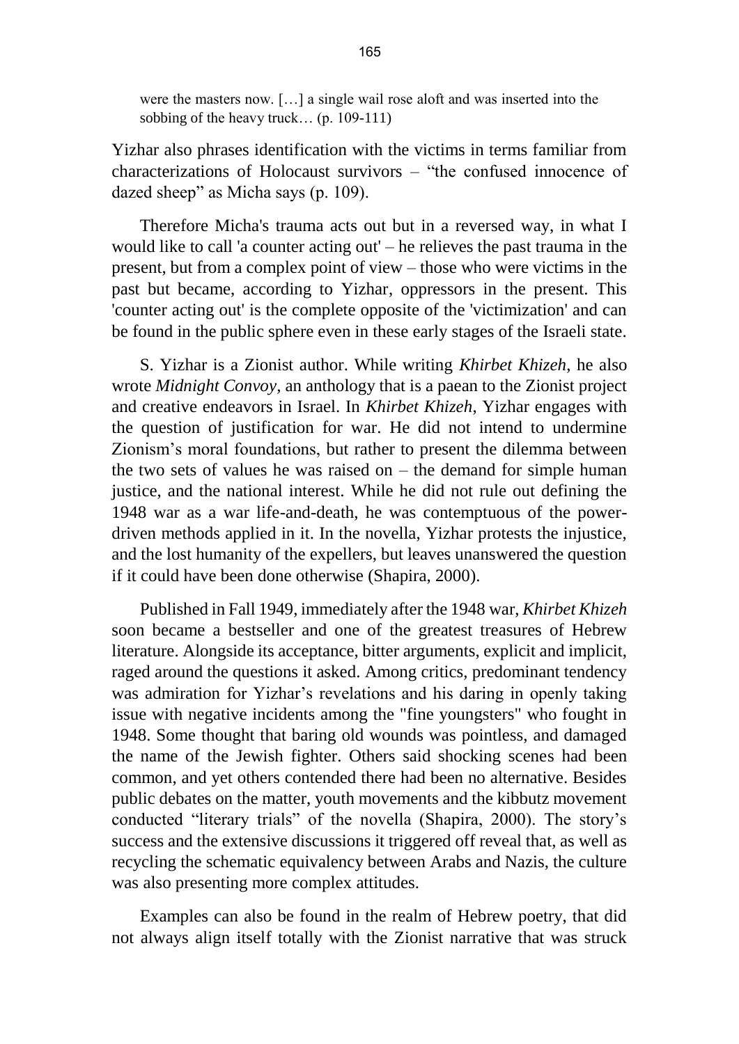> were the masters now. […] a single wail rose aloft and was inserted into the sobbing of the heavy truck… (p. 109-111)

Yizhar also phrases identification with the victims in terms familiar from characterizations of Holocaust survivors – "the confused innocence of dazed sheep" as Micha says (p. 109).

Therefore Micha's trauma acts out but in a reversed way, in what I would like to call 'a counter acting out' – he relieves the past trauma in the present, but from a complex point of view – those who were victims in the past but became, according to Yizhar, oppressors in the present. This 'counter acting out' is the complete opposite of the 'victimization' and can be found in the public sphere even in these early stages of the Israeli state.

S. Yizhar is a Zionist author. While writing *Khirbet Khizeh*, he also wrote *Midnight Convoy*, an anthology that is a paean to the Zionist project and creative endeavors in Israel. In *Khirbet Khizeh*, Yizhar engages with the question of justification for war. He did not intend to undermine Zionism's moral foundations, but rather to present the dilemma between the two sets of values he was raised on – the demand for simple human justice, and the national interest. While he did not rule out defining the 1948 war as a war life-and-death, he was contemptuous of the power-driven methods applied in it. In the novella, Yizhar protests the injustice, and the lost humanity of the expellers, but leaves unanswered the question if it could have been done otherwise (Shapira, 2000).

Published in Fall 1949, immediately after the 1948 war, *Khirbet Khizeh* soon became a bestseller and one of the greatest treasures of Hebrew literature. Alongside its acceptance, bitter arguments, explicit and implicit, raged around the questions it asked. Among critics, predominant tendency was admiration for Yizhar's revelations and his daring in openly taking issue with negative incidents among the "fine youngsters" who fought in 1948. Some thought that baring old wounds was pointless, and damaged the name of the Jewish fighter. Others said shocking scenes had been common, and yet others contended there had been no alternative. Besides public debates on the matter, youth movements and the kibbutz movement conducted "literary trials" of the novella (Shapira, 2000). The story's success and the extensive discussions it triggered off reveal that, as well as recycling the schematic equivalency between Arabs and Nazis, the culture was also presenting more complex attitudes.

Examples can also be found in the realm of Hebrew poetry, that did not always align itself totally with the Zionist narrative that was struck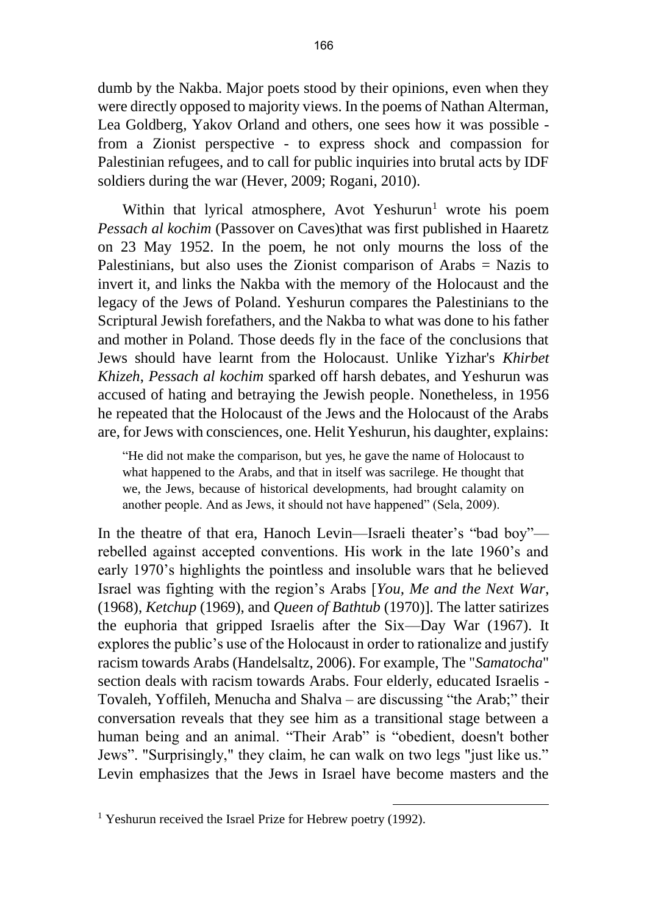dumb by the Nakba. Major poets stood by their opinions, even when they were directly opposed to majority views. In the poems of Nathan Alterman, Lea Goldberg, Yakov Orland and others, one sees how it was possible - from a Zionist perspective - to express shock and compassion for Palestinian refugees, and to call for public inquiries into brutal acts by IDF soldiers during the war (Hever, 2009; Rogani, 2010).

Within that lyrical atmosphere, Avot Yeshurun[1] wrote his poem *Pessach al kochim* (Passover on Caves)that was first published in Haaretz on 23 May 1952. In the poem, he not only mourns the loss of the Palestinians, but also uses the Zionist comparison of Arabs = Nazis to invert it, and links the Nakba with the memory of the Holocaust and the legacy of the Jews of Poland. Yeshurun compares the Palestinians to the Scriptural Jewish forefathers, and the Nakba to what was done to his father and mother in Poland. Those deeds fly in the face of the conclusions that Jews should have learnt from the Holocaust. Unlike Yizhar's *Khirbet Khizeh*, *Pessach al kochim* sparked off harsh debates, and Yeshurun was accused of hating and betraying the Jewish people. Nonetheless, in 1956 he repeated that the Holocaust of the Jews and the Holocaust of the Arabs are, for Jews with consciences, one. Helit Yeshurun, his daughter, explains:

> "He did not make the comparison, but yes, he gave the name of Holocaust to what happened to the Arabs, and that in itself was sacrilege. He thought that we, the Jews, because of historical developments, had brought calamity on another people. And as Jews, it should not have happened" (Sela, 2009).

In the theatre of that era, Hanoch Levin—Israeli theater's "bad boy"—rebelled against accepted conventions. His work in the late 1960's and early 1970's highlights the pointless and insoluble wars that he believed Israel was fighting with the region's Arabs [*You, Me and the Next War*, (1968), *Ketchup* (1969), and *Queen of Bathtub* (1970)]. The latter satirizes the euphoria that gripped Israelis after the Six—Day War (1967). It explores the public's use of the Holocaust in order to rationalize and justify racism towards Arabs (Handelsaltz, 2006). For example, The "*Samatocha*" section deals with racism towards Arabs. Four elderly, educated Israelis - Tovaleh, Yoffileh, Menucha and Shalva – are discussing "the Arab;" their conversation reveals that they see him as a transitional stage between a human being and an animal. "Their Arab" is "obedient, doesn't bother Jews". "Surprisingly," they claim, he can walk on two legs "just like us." Levin emphasizes that the Jews in Israel have become masters and the

[1] Yeshurun received the Israel Prize for Hebrew poetry (1992).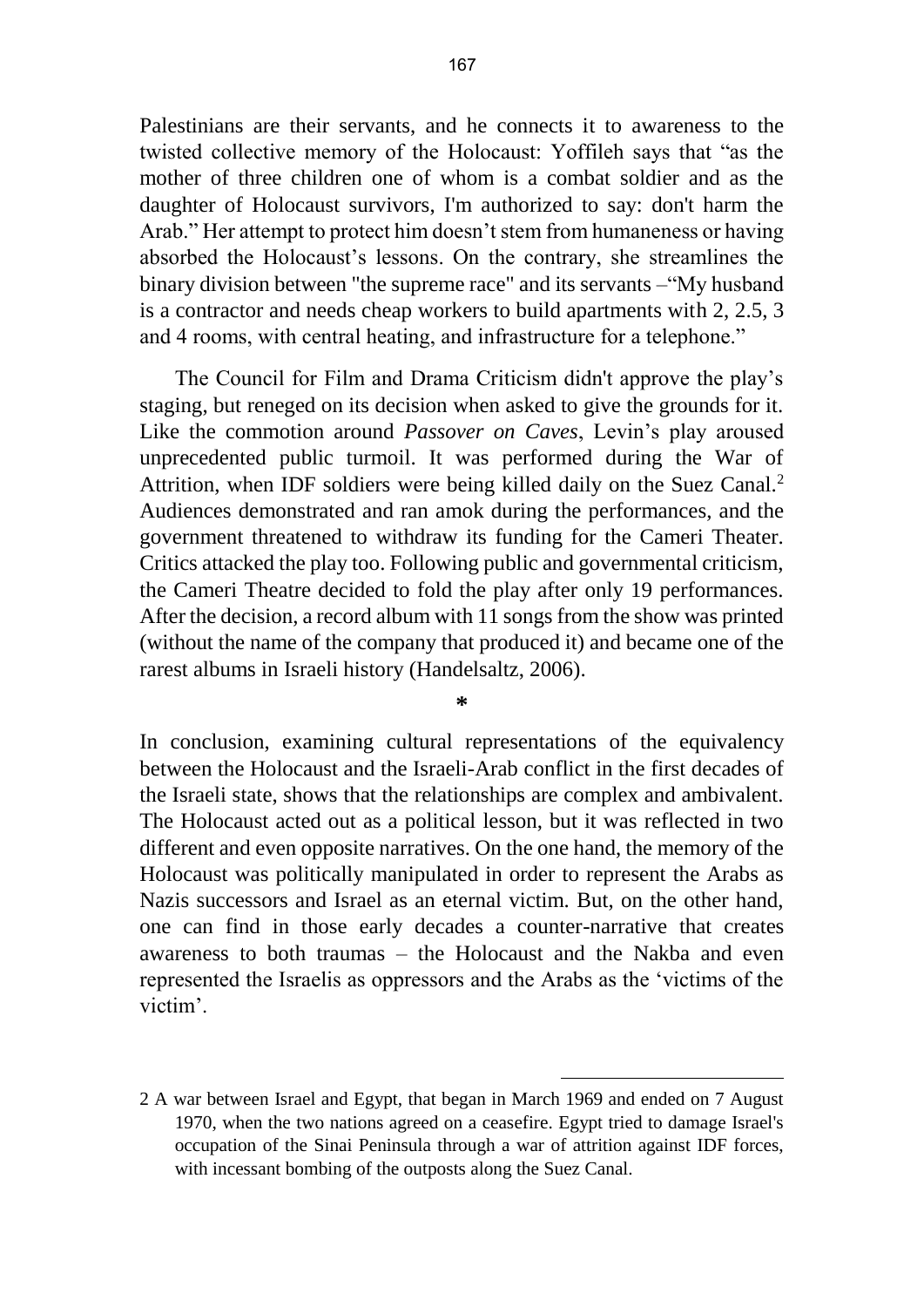Palestinians are their servants, and he connects it to awareness to the twisted collective memory of the Holocaust: Yoffileh says that "as the mother of three children one of whom is a combat soldier and as the daughter of Holocaust survivors, I'm authorized to say: don't harm the Arab." Her attempt to protect him doesn't stem from humaneness or having absorbed the Holocaust's lessons. On the contrary, she streamlines the binary division between "the supreme race" and its servants –"My husband is a contractor and needs cheap workers to build apartments with 2, 2.5, 3 and 4 rooms, with central heating, and infrastructure for a telephone."

The Council for Film and Drama Criticism didn't approve the play's staging, but reneged on its decision when asked to give the grounds for it. Like the commotion around *Passover on Caves*, Levin's play aroused unprecedented public turmoil. It was performed during the War of Attrition, when IDF soldiers were being killed daily on the Suez Canal.[2] Audiences demonstrated and ran amok during the performances, and the government threatened to withdraw its funding for the Cameri Theater. Critics attacked the play too. Following public and governmental criticism, the Cameri Theatre decided to fold the play after only 19 performances. After the decision, a record album with 11 songs from the show was printed (without the name of the company that produced it) and became one of the rarest albums in Israeli history (Handelsaltz, 2006).

*

In conclusion, examining cultural representations of the equivalency between the Holocaust and the Israeli-Arab conflict in the first decades of the Israeli state, shows that the relationships are complex and ambivalent. The Holocaust acted out as a political lesson, but it was reflected in two different and even opposite narratives. On the one hand, the memory of the Holocaust was politically manipulated in order to represent the Arabs as Nazis successors and Israel as an eternal victim. But, on the other hand, one can find in those early decades a counter-narrative that creates awareness to both traumas – the Holocaust and the Nakba and even represented the Israelis as oppressors and the Arabs as the 'victims of the victim'.

---

2 A war between Israel and Egypt, that began in March 1969 and ended on 7 August 1970, when the two nations agreed on a ceasefire. Egypt tried to damage Israel's occupation of the Sinai Peninsula through a war of attrition against IDF forces, with incessant bombing of the outposts along the Suez Canal.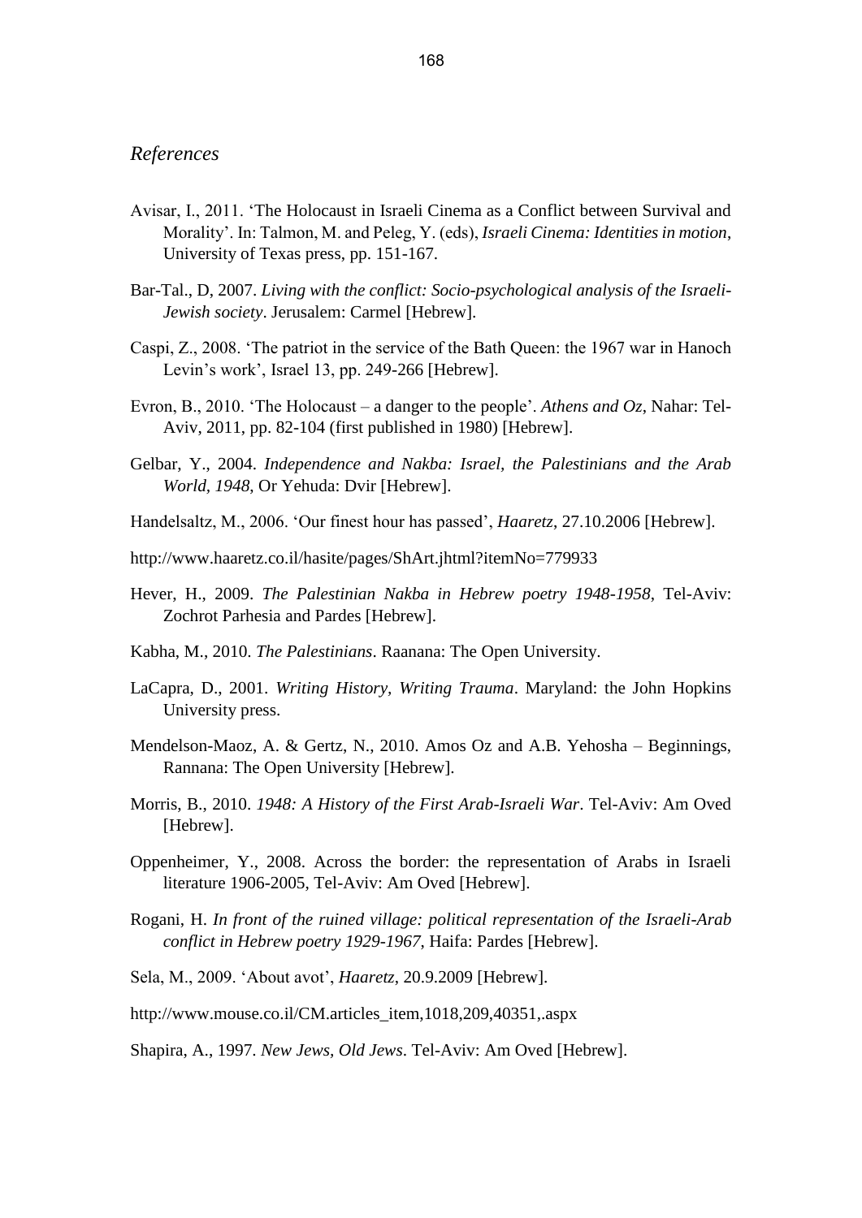## *References*

Avisar, I., 2011. 'The Holocaust in Israeli Cinema as a Conflict between Survival and Morality'. In: Talmon, M. and Peleg, Y. (eds), *Israeli Cinema: Identities in motion*, University of Texas press, pp. 151-167.

Bar-Tal., D, 2007. *Living with the conflict: Socio-psychological analysis of the Israeli-Jewish society*. Jerusalem: Carmel [Hebrew].

Caspi, Z., 2008. 'The patriot in the service of the Bath Queen: the 1967 war in Hanoch Levin's work', Israel 13, pp. 249-266 [Hebrew].

Evron, B., 2010. 'The Holocaust – a danger to the people'. *Athens and Oz*, Nahar: Tel-Aviv, 2011, pp. 82-104 (first published in 1980) [Hebrew].

Gelbar, Y., 2004. *Independence and Nakba: Israel, the Palestinians and the Arab World, 1948*, Or Yehuda: Dvir [Hebrew].

Handelsaltz, M., 2006. 'Our finest hour has passed', *Haaretz*, 27.10.2006 [Hebrew].

http://www.haaretz.co.il/hasite/pages/ShArt.jhtml?itemNo=779933

Hever, H., 2009. *The Palestinian Nakba in Hebrew poetry 1948-1958*, Tel-Aviv: Zochrot Parhesia and Pardes [Hebrew].

Kabha, M., 2010. *The Palestinians*. Raanana: The Open University.

LaCapra, D., 2001. *Writing History, Writing Trauma*. Maryland: the John Hopkins University press.

Mendelson-Maoz, A. & Gertz, N., 2010. Amos Oz and A.B. Yehosha – Beginnings, Rannana: The Open University [Hebrew].

Morris, B., 2010. *1948: A History of the First Arab-Israeli War*. Tel-Aviv: Am Oved [Hebrew].

Oppenheimer, Y., 2008. Across the border: the representation of Arabs in Israeli literature 1906-2005, Tel-Aviv: Am Oved [Hebrew].

Rogani, H. *In front of the ruined village: political representation of the Israeli-Arab conflict in Hebrew poetry 1929-1967*, Haifa: Pardes [Hebrew].

Sela, M., 2009. 'About avot', *Haaretz*, 20.9.2009 [Hebrew].

http://www.mouse.co.il/CM.articles_item,1018,209,40351,.aspx

Shapira, A., 1997. *New Jews, Old Jews*. Tel-Aviv: Am Oved [Hebrew].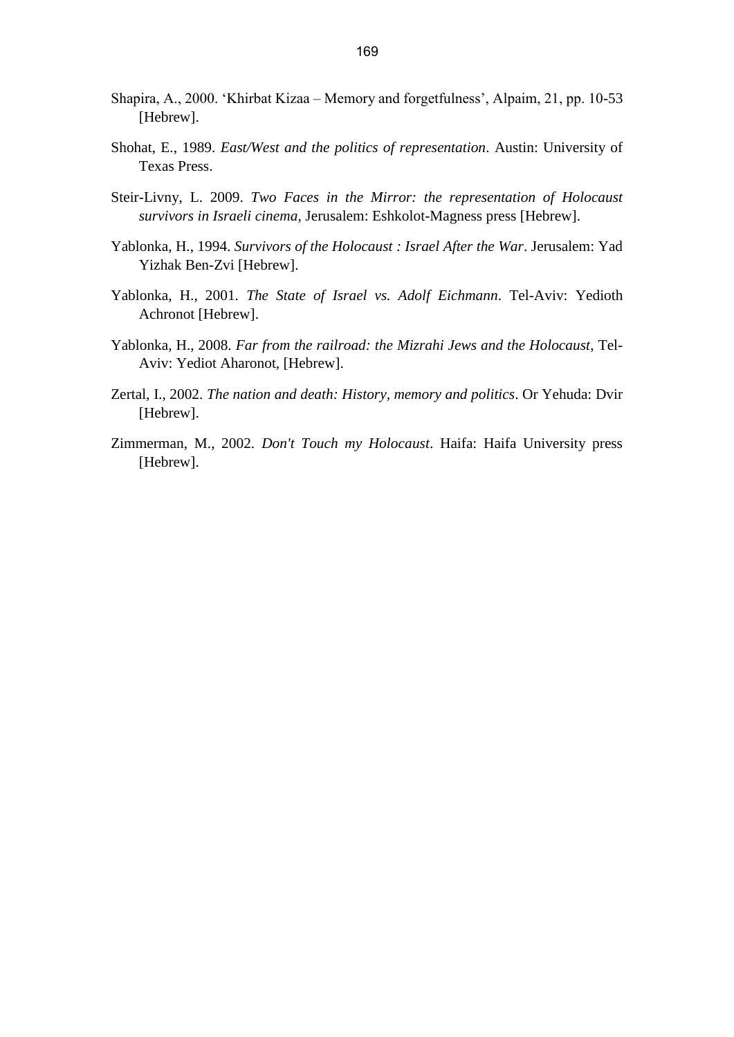Shapira, A., 2000. 'Khirbat Kizaa – Memory and forgetfulness', Alpaim, 21, pp. 10-53 [Hebrew].

Shohat, E., 1989. *East/West and the politics of representation*. Austin: University of Texas Press.

Steir-Livny, L. 2009. *Two Faces in the Mirror: the representation of Holocaust survivors in Israeli cinema*, Jerusalem: Eshkolot-Magness press [Hebrew].

Yablonka, H., 1994. *Survivors of the Holocaust : Israel After the War*. Jerusalem: Yad Yizhak Ben-Zvi [Hebrew].

Yablonka, H., 2001. *The State of Israel vs. Adolf Eichmann*. Tel-Aviv: Yedioth Achronot [Hebrew].

Yablonka, H., 2008. *Far from the railroad: the Mizrahi Jews and the Holocaust*, Tel-Aviv: Yediot Aharonot, [Hebrew].

Zertal, I., 2002. *The nation and death: History, memory and politics*. Or Yehuda: Dvir [Hebrew].

Zimmerman, M., 2002. *Don't Touch my Holocaust*. Haifa: Haifa University press [Hebrew].